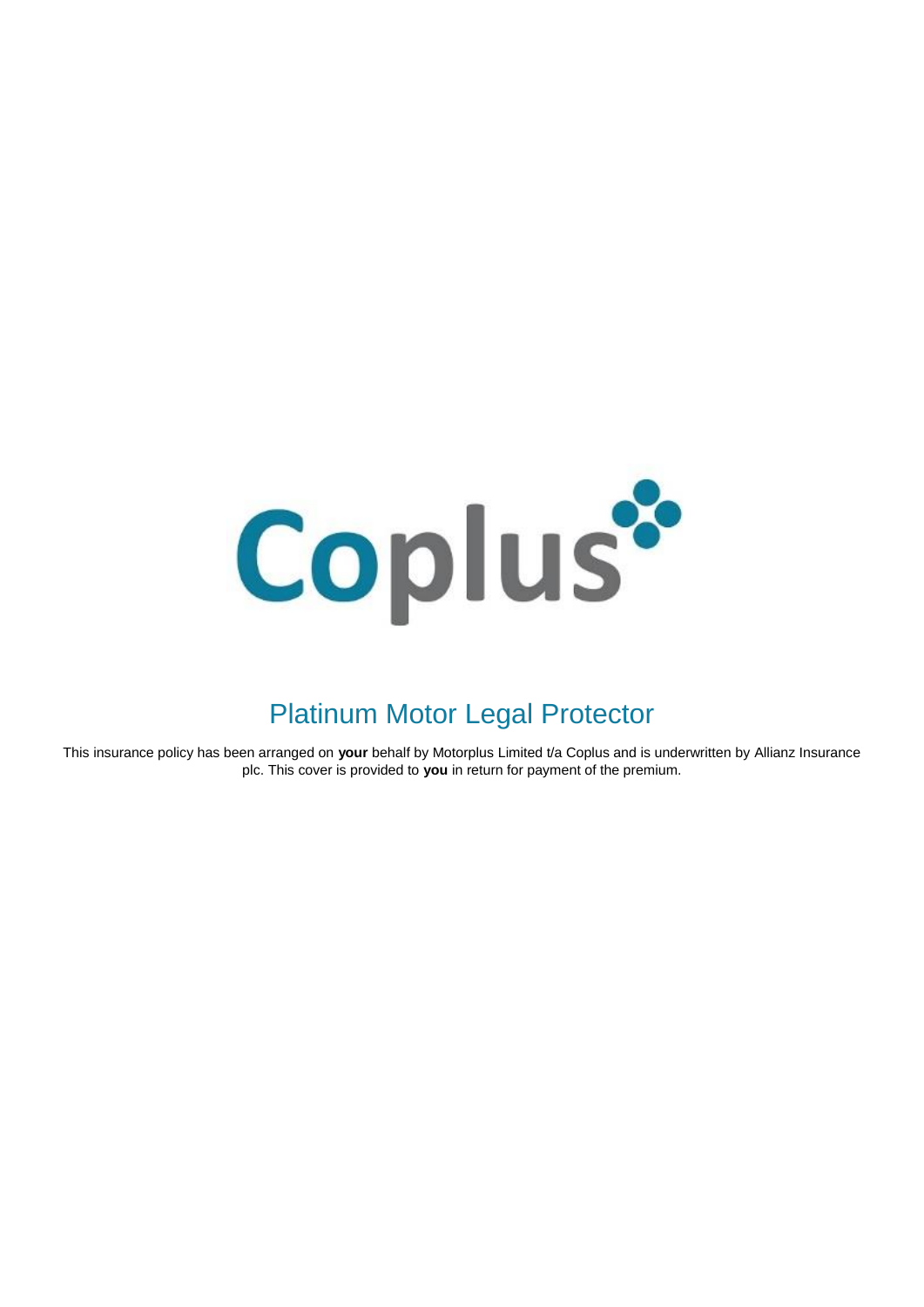Coplus

# Platinum Motor Legal Protector

This insurance policy has been arranged on **your** behalf by Motorplus Limited t/a Coplus and is underwritten by Allianz Insurance plc. This cover is provided to **you** in return for payment of the premium.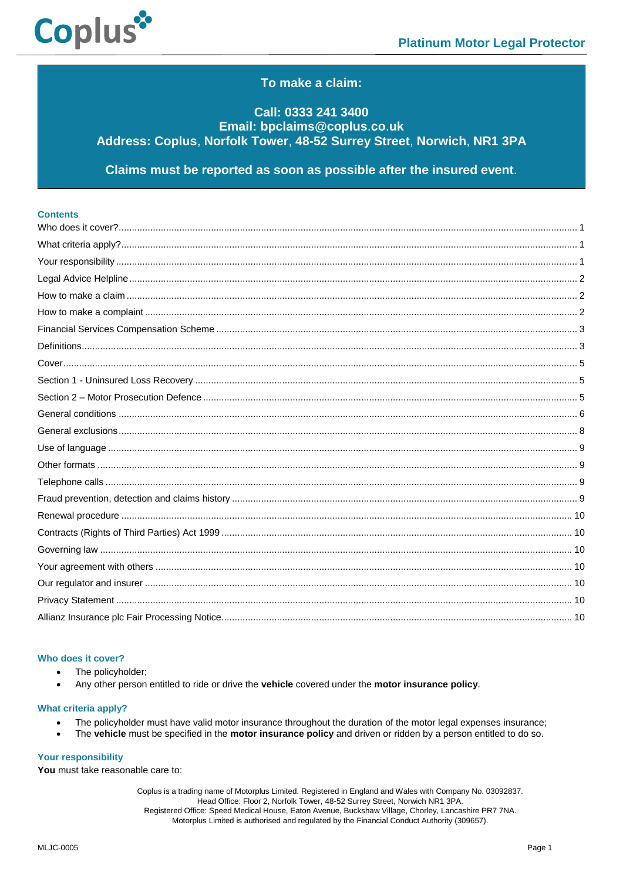## To make a claim:

**Call: 0333 241 3400**
**Email: bpclaims@coplus.co.uk**
**Address: Coplus, Norfolk Tower, 48-52 Surrey Street, Norwich, NR1 3PA**

**Claims must be reported as soon as possible after the insured event.**

### Contents

- Who does it cover? ... 1
- What criteria apply? ... 1
- Your responsibility ... 1
- Legal Advice Helpline ... 2
- How to make a claim ... 2
- How to make a complaint ... 2
- Financial Services Compensation Scheme ... 3
- Definitions ... 3
- Cover ... 5
- Section 1 - Uninsured Loss Recovery ... 5
- Section 2 – Motor Prosecution Defence ... 5
- General conditions ... 6
- General exclusions ... 8
- Use of language ... 9
- Other formats ... 9
- Telephone calls ... 9
- Fraud prevention, detection and claims history ... 9
- Renewal procedure ... 10
- Contracts (Rights of Third Parties) Act 1999 ... 10
- Governing law ... 10
- Your agreement with others ... 10
- Our regulator and insurer ... 10
- Privacy Statement ... 10
- Allianz Insurance plc Fair Processing Notice ... 10

### Who does it cover?

- The policyholder;
- Any other person entitled to ride or drive the **vehicle** covered under the **motor insurance policy**.

### What criteria apply?

- The policyholder must have valid motor insurance throughout the duration of the motor legal expenses insurance;
- The **vehicle** must be specified in the **motor insurance policy** and driven or ridden by a person entitled to do so.

### Your responsibility

**You** must take reasonable care to:

Coplus is a trading name of Motorplus Limited. Registered in England and Wales with Company No. 03092837.
Head Office: Floor 2, Norfolk Tower, 48-52 Surrey Street, Norwich NR1 3PA.
Registered Office: Speed Medical House, Eaton Avenue, Buckshaw Village, Chorley, Lancashire PR7 7NA.
Motorplus Limited is authorised and regulated by the Financial Conduct Authority (309657).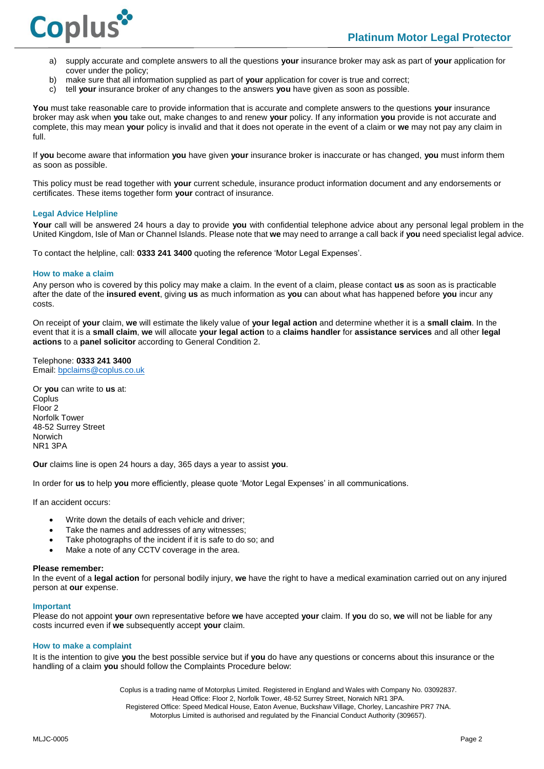a) supply accurate and complete answers to all the questions **your** insurance broker may ask as part of **your** application for cover under the policy;
b) make sure that all information supplied as part of **your** application for cover is true and correct;
c) tell **your** insurance broker of any changes to the answers **you** have given as soon as possible.

**You** must take reasonable care to provide information that is accurate and complete answers to the questions **your** insurance broker may ask when **you** take out, make changes to and renew **your** policy. If any information **you** provide is not accurate and complete, this may mean **your** policy is invalid and that it does not operate in the event of a claim or **we** may not pay any claim in full.

If **you** become aware that information **you** have given **your** insurance broker is inaccurate or has changed, **you** must inform them as soon as possible.

This policy must be read together with **your** current schedule, insurance product information document and any endorsements or certificates. These items together form **your** contract of insurance.

### Legal Advice Helpline

**Your** call will be answered 24 hours a day to provide **you** with confidential telephone advice about any personal legal problem in the United Kingdom, Isle of Man or Channel Islands. Please note that **we** may need to arrange a call back if **you** need specialist legal advice.

To contact the helpline, call: **0333 241 3400** quoting the reference 'Motor Legal Expenses'.

### How to make a claim

Any person who is covered by this policy may make a claim. In the event of a claim, please contact **us** as soon as is practicable after the date of the **insured event**, giving **us** as much information as **you** can about what has happened before **you** incur any costs.

On receipt of **your** claim, **we** will estimate the likely value of **your legal action** and determine whether it is a **small claim**. In the event that it is a **small claim**, **we** will allocate **your legal action** to a **claims handler** for **assistance services** and all other **legal actions** to a **panel solicitor** according to General Condition 2.

Telephone: **0333 241 3400**
Email: bpclaims@coplus.co.uk

Or **you** can write to **us** at:
Coplus
Floor 2
Norfolk Tower
48-52 Surrey Street
Norwich
NR1 3PA

**Our** claims line is open 24 hours a day, 365 days a year to assist **you**.

In order for **us** to help **you** more efficiently, please quote 'Motor Legal Expenses' in all communications.

If an accident occurs:

- Write down the details of each vehicle and driver;
- Take the names and addresses of any witnesses;
- Take photographs of the incident if it is safe to do so; and
- Make a note of any CCTV coverage in the area.

**Please remember:**
In the event of a **legal action** for personal bodily injury, **we** have the right to have a medical examination carried out on any injured person at **our** expense.

### Important

Please do not appoint **your** own representative before **we** have accepted **your** claim. If **you** do so, **we** will not be liable for any costs incurred even if **we** subsequently accept **your** claim.

### How to make a complaint

It is the intention to give **you** the best possible service but if **you** do have any questions or concerns about this insurance or the handling of a claim **you** should follow the Complaints Procedure below: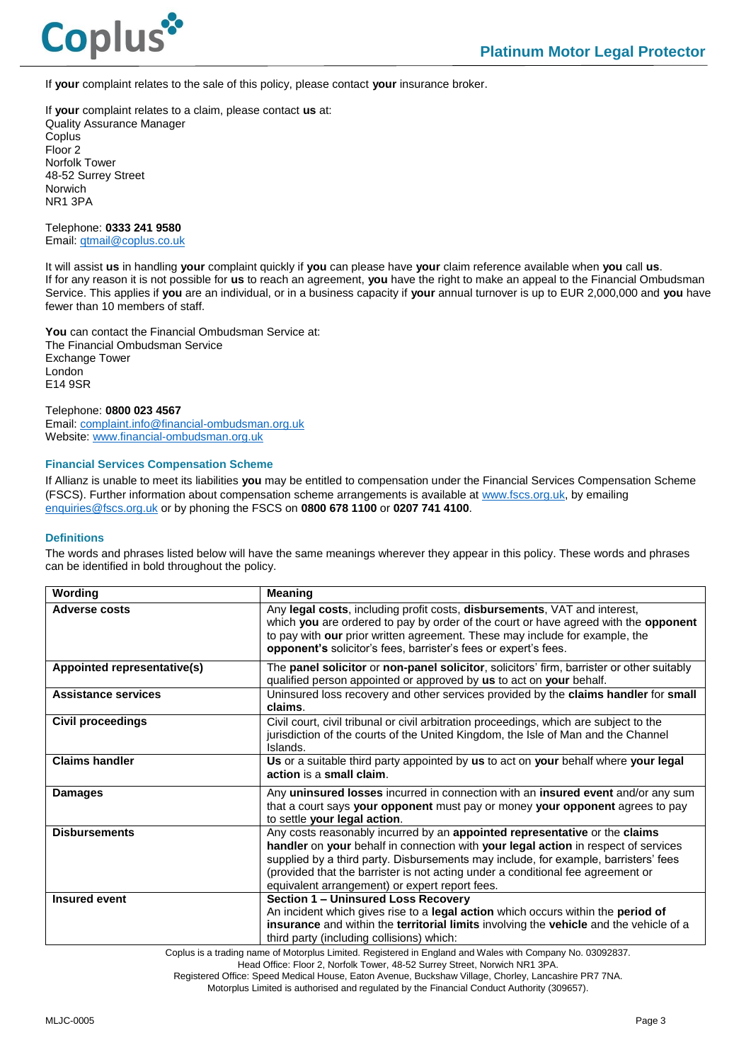If **your** complaint relates to the sale of this policy, please contact **your** insurance broker.

If **your** complaint relates to a claim, please contact **us** at:
Quality Assurance Manager
Coplus
Floor 2
Norfolk Tower
48-52 Surrey Street
Norwich
NR1 3PA

Telephone: **0333 241 9580**
Email: qtmail@coplus.co.uk

It will assist **us** in handling **your** complaint quickly if **you** can please have **your** claim reference available when **you** call **us**.
If for any reason it is not possible for **us** to reach an agreement, **you** have the right to make an appeal to the Financial Ombudsman Service. This applies if **you** are an individual, or in a business capacity if **your** annual turnover is up to EUR 2,000,000 and **you** have fewer than 10 members of staff.

**You** can contact the Financial Ombudsman Service at:
The Financial Ombudsman Service
Exchange Tower
London
E14 9SR

Telephone: **0800 023 4567**
Email: complaint.info@financial-ombudsman.org.uk
Website: www.financial-ombudsman.org.uk

### Financial Services Compensation Scheme

If Allianz is unable to meet its liabilities **you** may be entitled to compensation under the Financial Services Compensation Scheme (FSCS). Further information about compensation scheme arrangements is available at www.fscs.org.uk, by emailing enquiries@fscs.org.uk or by phoning the FSCS on **0800 678 1100** or **0207 741 4100**.

### Definitions

The words and phrases listed below will have the same meanings wherever they appear in this policy. These words and phrases can be identified in bold throughout the policy.

| Wording | Meaning |
|---|---|
| **Adverse costs** | Any **legal costs**, including profit costs, **disbursements**, VAT and interest, which **you** are ordered to pay by order of the court or have agreed with the **opponent** to pay with **our** prior written agreement. These may include for example, the **opponent's** solicitor's fees, barrister's fees or expert's fees. |
| **Appointed representative(s)** | The **panel solicitor** or **non-panel solicitor**, solicitors' firm, barrister or other suitably qualified person appointed or approved by **us** to act on **your** behalf. |
| **Assistance services** | Uninsured loss recovery and other services provided by the **claims handler** for **small claims**. |
| **Civil proceedings** | Civil court, civil tribunal or civil arbitration proceedings, which are subject to the jurisdiction of the courts of the United Kingdom, the Isle of Man and the Channel Islands. |
| **Claims handler** | **Us** or a suitable third party appointed by **us** to act on **your** behalf where **your legal action** is a **small claim**. |
| **Damages** | Any **uninsured losses** incurred in connection with an **insured event** and/or any sum that a court says **your opponent** must pay or money **your opponent** agrees to pay to settle **your legal action**. |
| **Disbursements** | Any costs reasonably incurred by an **appointed representative** or the **claims handler** on **your** behalf in connection with **your legal action** in respect of services supplied by a third party. Disbursements may include, for example, barristers' fees (provided that the barrister is not acting under a conditional fee agreement or equivalent arrangement) or expert report fees. |
| **Insured event** | **Section 1 – Uninsured Loss Recovery**<br>An incident which gives rise to a **legal action** which occurs within the **period of insurance** and within the **territorial limits** involving the **vehicle** and the vehicle of a third party (including collisions) which: |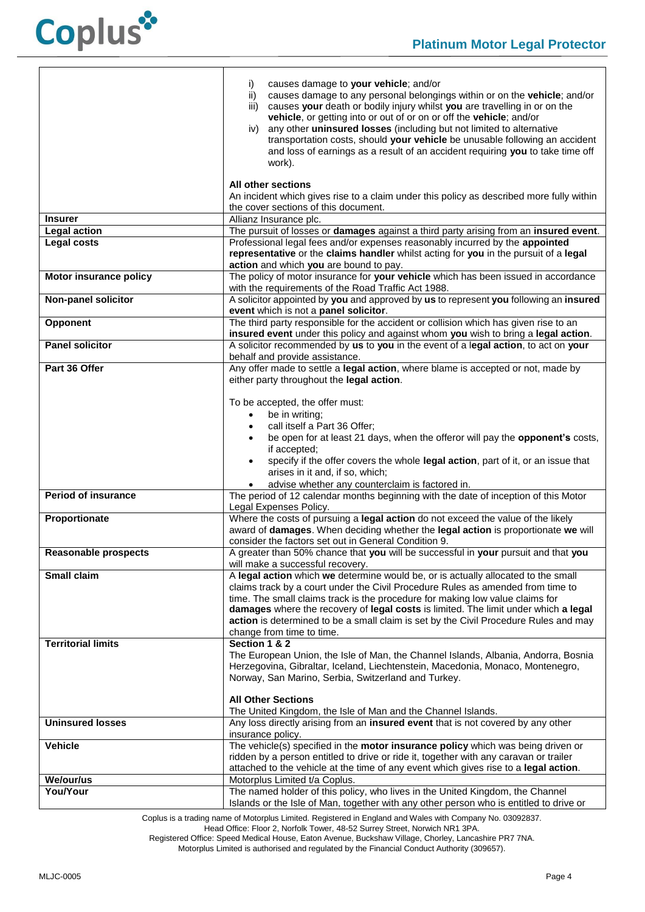| | |
|---|---|
| | i) causes damage to **your vehicle**; and/or<br>ii) causes damage to any personal belongings within or on the **vehicle**; and/or<br>iii) causes **your** death or bodily injury whilst **you** are travelling in or on the **vehicle**, or getting into or out of or on or off the **vehicle**; and/or<br>iv) any other **uninsured losses** (including but not limited to alternative transportation costs, should **your vehicle** be unusable following an accident and loss of earnings as a result of an accident requiring **you** to take time off work).<br><br>**All other sections**<br>An incident which gives rise to a claim under this policy as described more fully within the cover sections of this document. |
| **Insurer** | Allianz Insurance plc. |
| **Legal action** | The pursuit of losses or **damages** against a third party arising from an **insured event**. |
| **Legal costs** | Professional legal fees and/or expenses reasonably incurred by the **appointed representative** or the **claims handler** whilst acting for **you** in the pursuit of a **legal action** and which **you** are bound to pay. |
| **Motor insurance policy** | The policy of motor insurance for **your vehicle** which has been issued in accordance with the requirements of the Road Traffic Act 1988. |
| **Non-panel solicitor** | A solicitor appointed by **you** and approved by **us** to represent **you** following an **insured event** which is not a **panel solicitor**. |
| **Opponent** | The third party responsible for the accident or collision which has given rise to an **insured event** under this policy and against whom **you** wish to bring a **legal action**. |
| **Panel solicitor** | A solicitor recommended by **us** to **you** in the event of a **legal action**, to act on **your** behalf and provide assistance. |
| **Part 36 Offer** | Any offer made to settle a **legal action**, where blame is accepted or not, made by either party throughout the **legal action**.<br><br>To be accepted, the offer must:<br>• be in writing;<br>• call itself a Part 36 Offer;<br>• be open for at least 21 days, when the offeror will pay the **opponent's** costs, if accepted;<br>• specify if the offer covers the whole **legal action**, part of it, or an issue that arises in it and, if so, which;<br>• advise whether any counterclaim is factored in. |
| **Period of insurance** | The period of 12 calendar months beginning with the date of inception of this Motor Legal Expenses Policy. |
| **Proportionate** | Where the costs of pursuing a **legal action** do not exceed the value of the likely award of **damages**. When deciding whether the **legal action** is proportionate **we** will consider the factors set out in General Condition 9. |
| **Reasonable prospects** | A greater than 50% chance that **you** will be successful in **your** pursuit and that **you** will make a successful recovery. |
| **Small claim** | A **legal action** which **we** determine would be, or is actually allocated to the small claims track by a court under the Civil Procedure Rules as amended from time to time. The small claims track is the procedure for making low value claims for **damages** where the recovery of **legal costs** is limited. The limit under which **a legal action** is determined to be a small claim is set by the Civil Procedure Rules and may change from time to time. |
| **Territorial limits** | **Section 1 & 2**<br>The European Union, the Isle of Man, the Channel Islands, Albania, Andorra, Bosnia Herzegovina, Gibraltar, Iceland, Liechtenstein, Macedonia, Monaco, Montenegro, Norway, San Marino, Serbia, Switzerland and Turkey.<br><br>**All Other Sections**<br>The United Kingdom, the Isle of Man and the Channel Islands. |
| **Uninsured losses** | Any loss directly arising from an **insured event** that is not covered by any other insurance policy. |
| **Vehicle** | The vehicle(s) specified in the **motor insurance policy** which was being driven or ridden by a person entitled to drive or ride it, together with any caravan or trailer attached to the vehicle at the time of any event which gives rise to a **legal action**. |
| **We/our/us** | Motorplus Limited t/a Coplus. |
| **You/Your** | The named holder of this policy, who lives in the United Kingdom, the Channel Islands or the Isle of Man, together with any other person who is entitled to drive or |

Coplus is a trading name of Motorplus Limited. Registered in England and Wales with Company No. 03092837.
Head Office: Floor 2, Norfolk Tower, 48-52 Surrey Street, Norwich NR1 3PA.
Registered Office: Speed Medical House, Eaton Avenue, Buckshaw Village, Chorley, Lancashire PR7 7NA.
Motorplus Limited is authorised and regulated by the Financial Conduct Authority (309657).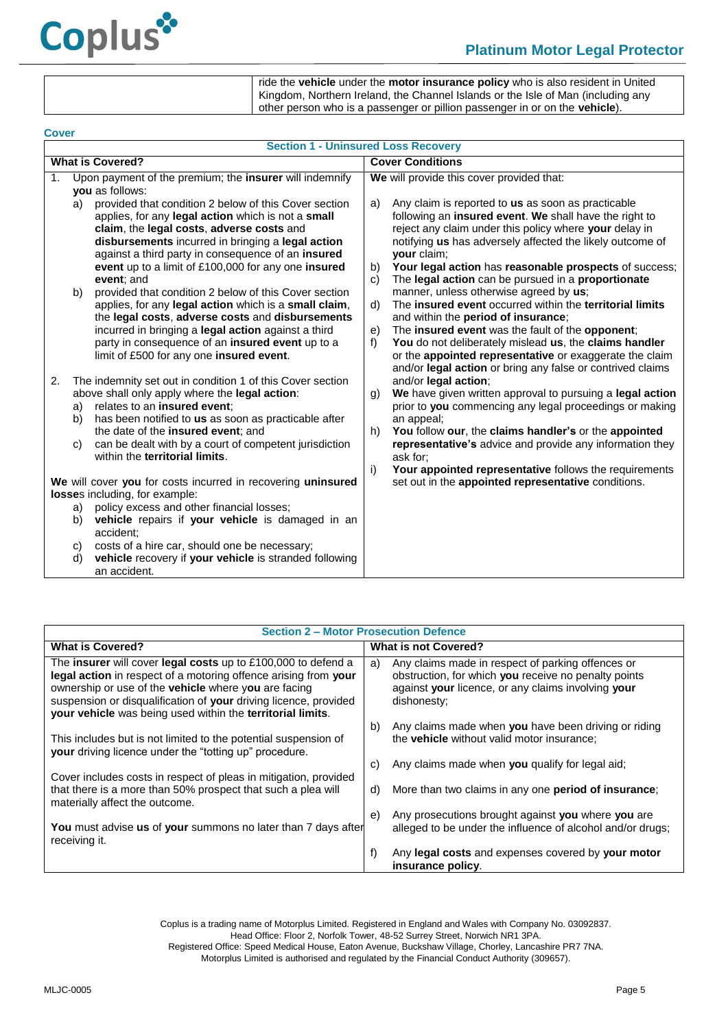| | ride the **vehicle** under the **motor insurance policy** who is also resident in United Kingdom, Northern Ireland, the Channel Islands or the Isle of Man (including any other person who is a passenger or pillion passenger in or on the **vehicle**). |
|---|---|

## Cover

### Section 1 - Uninsured Loss Recovery

| What is Covered? | Cover Conditions |
|---|---|
| 1. Upon payment of the premium; the **insurer** will indemnify **you** as follows:<br>a) provided that condition 2 below of this Cover section applies, for any **legal action** which is not a **small claim**, the **legal costs**, **adverse costs** and **disbursements** incurred in bringing a **legal action** against a third party in consequence of an **insured event** up to a limit of £100,000 for any one **insured event**; and<br>b) provided that condition 2 below of this Cover section applies, for any **legal action** which is a **small claim**, the **legal costs**, **adverse costs** and **disbursements** incurred in bringing a **legal action** against a third party in consequence of an **insured event** up to a limit of £500 for any one **insured event**.<br><br>2. The indemnity set out in condition 1 of this Cover section above shall only apply where the **legal action**:<br>a) relates to an **insured event**;<br>b) has been notified to **us** as soon as practicable after the date of the **insured event**; and<br>c) can be dealt with by a court of competent jurisdiction within the **territorial limits**.<br><br>**We** will cover **you** for costs incurred in recovering **uninsured losses** including, for example:<br>a) policy excess and other financial losses;<br>b) **vehicle** repairs if **your vehicle** is damaged in an accident;<br>c) costs of a hire car, should one be necessary;<br>d) **vehicle** recovery if **your vehicle** is stranded following an accident. | **We** will provide this cover provided that:<br><br>a) Any claim is reported to **us** as soon as practicable following an **insured event**. **We** shall have the right to reject any claim under this policy where **your** delay in notifying **us** has adversely affected the likely outcome of **your** claim;<br>b) **Your legal action** has **reasonable prospects** of success;<br>c) The **legal action** can be pursued in a **proportionate** manner, unless otherwise agreed by **us**;<br>d) The **insured event** occurred within the **territorial limits** and within the **period of insurance**;<br>e) The **insured event** was the fault of the **opponent**;<br>f) **You** do not deliberately mislead **us**, the **claims handler** or the **appointed representative** or exaggerate the claim and/or **legal action** or bring any false or contrived claims and/or **legal action**;<br>g) **We** have given written approval to pursuing a **legal action** prior to **you** commencing any legal proceedings or making an appeal;<br>h) **You** follow **our**, the **claims handler's** or the **appointed representative's** advice and provide any information they ask for;<br>i) **Your appointed representative** follows the requirements set out in the **appointed representative** conditions. |

### Section 2 – Motor Prosecution Defence

| What is Covered? | What is not Covered? |
|---|---|
| The **insurer** will cover **legal costs** up to £100,000 to defend a **legal action** in respect of a motoring offence arising from **your** ownership or use of the **vehicle** where **you** are facing suspension or disqualification of **your** driving licence, provided **your vehicle** was being used within the **territorial limits**.<br><br>This includes but is not limited to the potential suspension of **your** driving licence under the "totting up" procedure.<br><br>Cover includes costs in respect of pleas in mitigation, provided that there is a more than 50% prospect that such a plea will materially affect the outcome.<br><br>**You** must advise **us** of **your** summons no later than 7 days after receiving it. | a) Any claims made in respect of parking offences or obstruction, for which **you** receive no penalty points against **your** licence, or any claims involving **your** dishonesty;<br><br>b) Any claims made when **you** have been driving or riding the **vehicle** without valid motor insurance;<br><br>c) Any claims made when **you** qualify for legal aid;<br><br>d) More than two claims in any one **period of insurance**;<br><br>e) Any prosecutions brought against **you** where **you** are alleged to be under the influence of alcohol and/or drugs;<br><br>f) Any **legal costs** and expenses covered by **your motor insurance policy**. |

Coplus is a trading name of Motorplus Limited. Registered in England and Wales with Company No. 03092837.
Head Office: Floor 2, Norfolk Tower, 48-52 Surrey Street, Norwich NR1 3PA.
Registered Office: Speed Medical House, Eaton Avenue, Buckshaw Village, Chorley, Lancashire PR7 7NA.
Motorplus Limited is authorised and regulated by the Financial Conduct Authority (309657).

MLJC-0005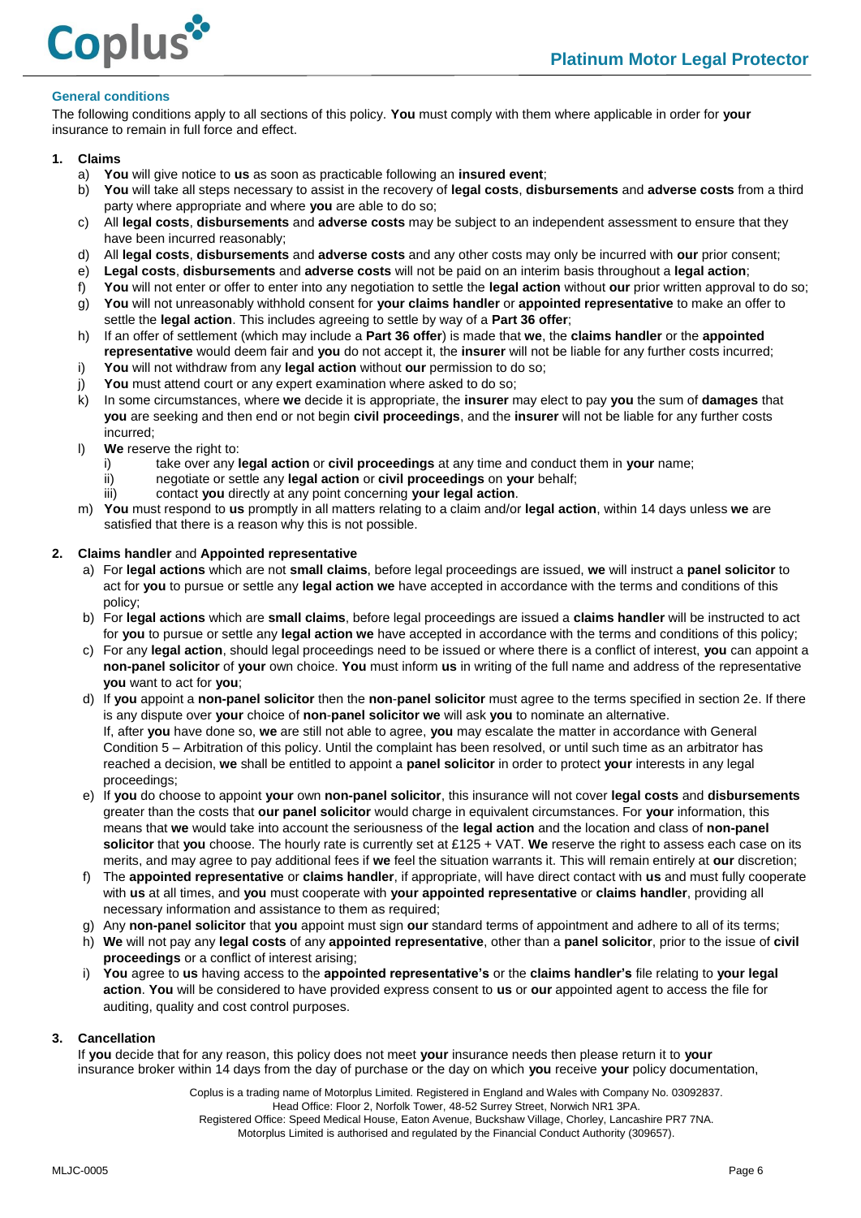## General conditions

The following conditions apply to all sections of this policy. **You** must comply with them where applicable in order for **your** insurance to remain in full force and effect.

### 1. Claims

a) **You** will give notice to **us** as soon as practicable following an **insured event**;

b) **You** will take all steps necessary to assist in the recovery of **legal costs**, **disbursements** and **adverse costs** from a third party where appropriate and where **you** are able to do so;

c) All **legal costs**, **disbursements** and **adverse costs** may be subject to an independent assessment to ensure that they have been incurred reasonably;

d) All **legal costs**, **disbursements** and **adverse costs** and any other costs may only be incurred with **our** prior consent;

e) **Legal costs**, **disbursements** and **adverse costs** will not be paid on an interim basis throughout a **legal action**;

f) **You** will not enter or offer to enter into any negotiation to settle the **legal action** without **our** prior written approval to do so;

g) **You** will not unreasonably withhold consent for **your claims handler** or **appointed representative** to make an offer to settle the **legal action**. This includes agreeing to settle by way of a **Part 36 offer**;

h) If an offer of settlement (which may include a **Part 36 offer**) is made that **we**, the **claims handler** or the **appointed representative** would deem fair and **you** do not accept it, the **insurer** will not be liable for any further costs incurred;

i) **You** will not withdraw from any **legal action** without **our** permission to do so;

j) **You** must attend court or any expert examination where asked to do so;

k) In some circumstances, where **we** decide it is appropriate, the **insurer** may elect to pay **you** the sum of **damages** that **you** are seeking and then end or not begin **civil proceedings**, and the **insurer** will not be liable for any further costs incurred;

l) **We** reserve the right to:
   i) take over any **legal action** or **civil proceedings** at any time and conduct them in **your** name;
   ii) negotiate or settle any **legal action** or **civil proceedings** on **your** behalf;
   iii) contact **you** directly at any point concerning **your legal action**.

m) **You** must respond to **us** promptly in all matters relating to a claim and/or **legal action**, within 14 days unless **we** are satisfied that there is a reason why this is not possible.

### 2. Claims handler and Appointed representative

a) For **legal actions** which are not **small claims**, before legal proceedings are issued, **we** will instruct a **panel solicitor** to act for **you** to pursue or settle any **legal action we** have accepted in accordance with the terms and conditions of this policy;

b) For **legal actions** which are **small claims**, before legal proceedings are issued a **claims handler** will be instructed to act for **you** to pursue or settle any **legal action we** have accepted in accordance with the terms and conditions of this policy;

c) For any **legal action**, should legal proceedings need to be issued or where there is a conflict of interest, **you** can appoint a **non-panel solicitor** of **your** own choice. **You** must inform **us** in writing of the full name and address of the representative **you** want to act for **you**;

d) If **you** appoint a **non-panel solicitor** then the **non**-**panel solicitor** must agree to the terms specified in section 2e. If there is any dispute over **your** choice of **non**-**panel solicitor we** will ask **you** to nominate an alternative.
If, after **you** have done so, **we** are still not able to agree, **you** may escalate the matter in accordance with General Condition 5 – Arbitration of this policy. Until the complaint has been resolved, or until such time as an arbitrator has reached a decision, **we** shall be entitled to appoint a **panel solicitor** in order to protect **your** interests in any legal proceedings;

e) If **you** do choose to appoint **your** own **non-panel solicitor**, this insurance will not cover **legal costs** and **disbursements** greater than the costs that **our panel solicitor** would charge in equivalent circumstances. For **your** information, this means that **we** would take into account the seriousness of the **legal action** and the location and class of **non-panel solicitor** that **you** choose. The hourly rate is currently set at £125 + VAT. **We** reserve the right to assess each case on its merits, and may agree to pay additional fees if **we** feel the situation warrants it. This will remain entirely at **our** discretion;

f) The **appointed representative** or **claims handler**, if appropriate, will have direct contact with **us** and must fully cooperate with **us** at all times, and **you** must cooperate with **your appointed representative** or **claims handler**, providing all necessary information and assistance to them as required;

g) Any **non-panel solicitor** that **you** appoint must sign **our** standard terms of appointment and adhere to all of its terms;

h) **We** will not pay any **legal costs** of any **appointed representative**, other than a **panel solicitor**, prior to the issue of **civil proceedings** or a conflict of interest arising;

i) **You** agree to **us** having access to the **appointed representative's** or the **claims handler's** file relating to **your legal action**. **You** will be considered to have provided express consent to **us** or **our** appointed agent to access the file for auditing, quality and cost control purposes.

### 3. Cancellation

If **you** decide that for any reason, this policy does not meet **your** insurance needs then please return it to **your** insurance broker within 14 days from the day of purchase or the day on which **you** receive **your** policy documentation,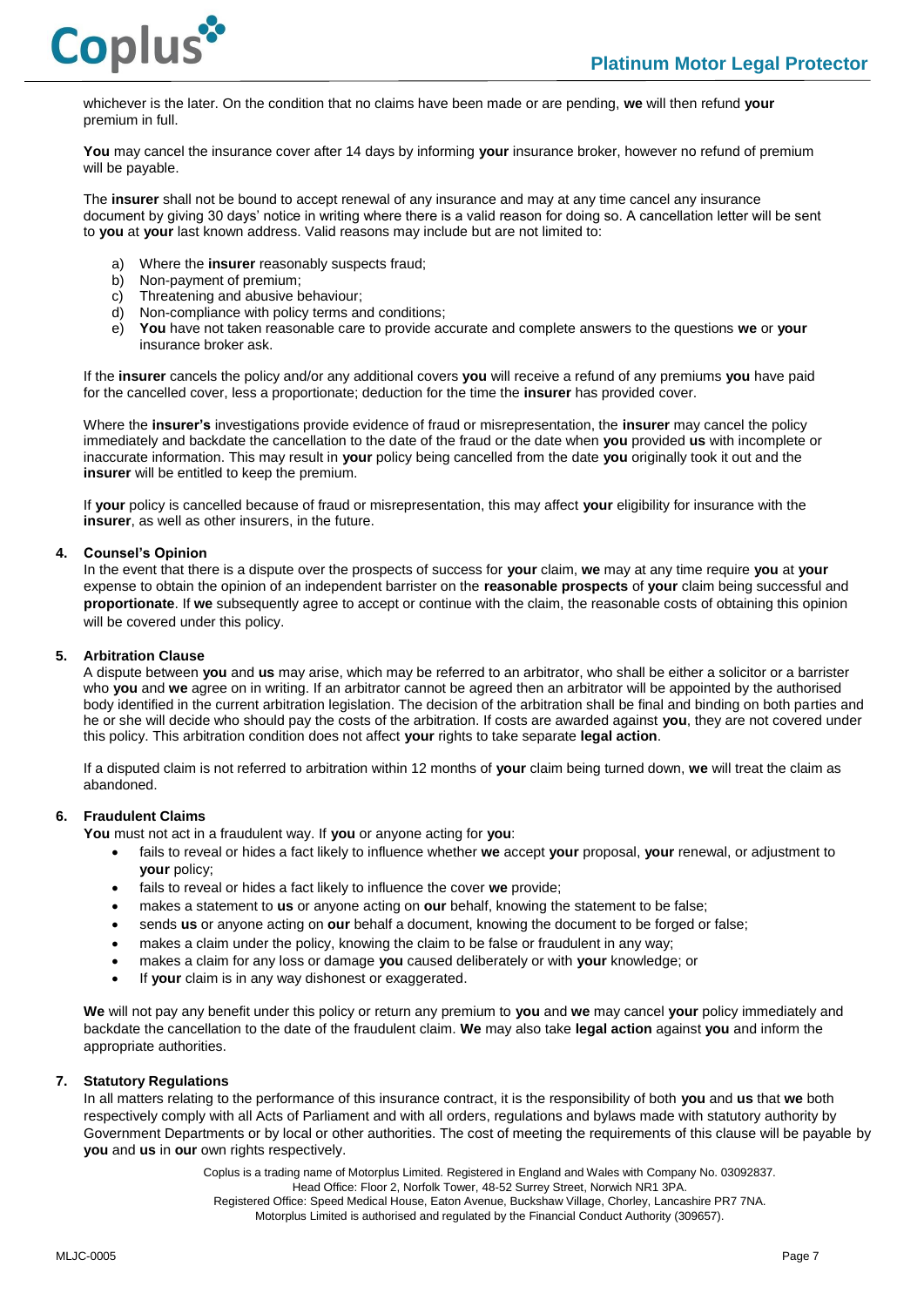whichever is the later. On the condition that no claims have been made or are pending, **we** will then refund **your** premium in full.

**You** may cancel the insurance cover after 14 days by informing **your** insurance broker, however no refund of premium will be payable.

The **insurer** shall not be bound to accept renewal of any insurance and may at any time cancel any insurance document by giving 30 days' notice in writing where there is a valid reason for doing so. A cancellation letter will be sent to **you** at **your** last known address. Valid reasons may include but are not limited to:

a) Where the **insurer** reasonably suspects fraud;
b) Non-payment of premium;
c) Threatening and abusive behaviour;
d) Non-compliance with policy terms and conditions;
e) **You** have not taken reasonable care to provide accurate and complete answers to the questions **we** or **your** insurance broker ask.

If the **insurer** cancels the policy and/or any additional covers **you** will receive a refund of any premiums **you** have paid for the cancelled cover, less a proportionate; deduction for the time the **insurer** has provided cover.

Where the **insurer's** investigations provide evidence of fraud or misrepresentation, the **insurer** may cancel the policy immediately and backdate the cancellation to the date of the fraud or the date when **you** provided **us** with incomplete or inaccurate information. This may result in **your** policy being cancelled from the date **you** originally took it out and the **insurer** will be entitled to keep the premium.

If **your** policy is cancelled because of fraud or misrepresentation, this may affect **your** eligibility for insurance with the **insurer**, as well as other insurers, in the future.

**4. Counsel's Opinion**

In the event that there is a dispute over the prospects of success for **your** claim, **we** may at any time require **you** at **your** expense to obtain the opinion of an independent barrister on the **reasonable prospects** of **your** claim being successful and **proportionate**. If **we** subsequently agree to accept or continue with the claim, the reasonable costs of obtaining this opinion will be covered under this policy.

**5. Arbitration Clause**

A dispute between **you** and **us** may arise, which may be referred to an arbitrator, who shall be either a solicitor or a barrister who **you** and **we** agree on in writing. If an arbitrator cannot be agreed then an arbitrator will be appointed by the authorised body identified in the current arbitration legislation. The decision of the arbitration shall be final and binding on both parties and he or she will decide who should pay the costs of the arbitration. If costs are awarded against **you**, they are not covered under this policy. This arbitration condition does not affect **your** rights to take separate **legal action**.

If a disputed claim is not referred to arbitration within 12 months of **your** claim being turned down, **we** will treat the claim as abandoned.

**6. Fraudulent Claims**

**You** must not act in a fraudulent way. If **you** or anyone acting for **you**:

- fails to reveal or hides a fact likely to influence whether **we** accept **your** proposal, **your** renewal, or adjustment to **your** policy;
- fails to reveal or hides a fact likely to influence the cover **we** provide;
- makes a statement to **us** or anyone acting on **our** behalf, knowing the statement to be false;
- sends **us** or anyone acting on **our** behalf a document, knowing the document to be forged or false;
- makes a claim under the policy, knowing the claim to be false or fraudulent in any way;
- makes a claim for any loss or damage **you** caused deliberately or with **your** knowledge; or
- If **your** claim is in any way dishonest or exaggerated.

**We** will not pay any benefit under this policy or return any premium to **you** and **we** may cancel **your** policy immediately and backdate the cancellation to the date of the fraudulent claim. **We** may also take **legal action** against **you** and inform the appropriate authorities.

**7. Statutory Regulations**

In all matters relating to the performance of this insurance contract, it is the responsibility of both **you** and **us** that **we** both respectively comply with all Acts of Parliament and with all orders, regulations and bylaws made with statutory authority by Government Departments or by local or other authorities. The cost of meeting the requirements of this clause will be payable by **you** and **us** in **our** own rights respectively.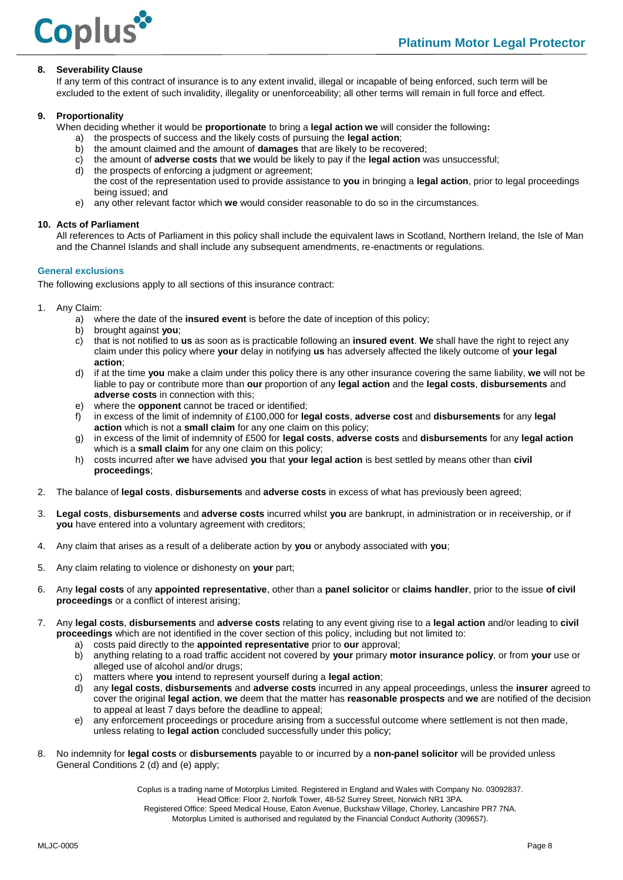**8. Severability Clause**

If any term of this contract of insurance is to any extent invalid, illegal or incapable of being enforced, such term will be excluded to the extent of such invalidity, illegality or unenforceability; all other terms will remain in full force and effect.

**9. Proportionality**

When deciding whether it would be **proportionate** to bring a **legal action we** will consider the following**:**

a) the prospects of success and the likely costs of pursuing the **legal action**;
b) the amount claimed and the amount of **damages** that are likely to be recovered;
c) the amount of **adverse costs** that **we** would be likely to pay if the **legal action** was unsuccessful;
d) the prospects of enforcing a judgment or agreement;
the cost of the representation used to provide assistance to **you** in bringing a **legal action**, prior to legal proceedings being issued; and
e) any other relevant factor which **we** would consider reasonable to do so in the circumstances.

**10. Acts of Parliament**

All references to Acts of Parliament in this policy shall include the equivalent laws in Scotland, Northern Ireland, the Isle of Man and the Channel Islands and shall include any subsequent amendments, re-enactments or regulations.

## General exclusions

The following exclusions apply to all sections of this insurance contract:

1. Any Claim:
   a) where the date of the **insured event** is before the date of inception of this policy;
   b) brought against **you**;
   c) that is not notified to **us** as soon as is practicable following an **insured event**. **We** shall have the right to reject any claim under this policy where **your** delay in notifying **us** has adversely affected the likely outcome of **your legal action**;
   d) if at the time **you** make a claim under this policy there is any other insurance covering the same liability, **we** will not be liable to pay or contribute more than **our** proportion of any **legal action** and the **legal costs**, **disbursements** and **adverse costs** in connection with this;
   e) where the **opponent** cannot be traced or identified;
   f) in excess of the limit of indemnity of £100,000 for **legal costs**, **adverse cost** and **disbursements** for any **legal action** which is not a **small claim** for any one claim on this policy;
   g) in excess of the limit of indemnity of £500 for **legal costs**, **adverse costs** and **disbursements** for any **legal action** which is a **small claim** for any one claim on this policy;
   h) costs incurred after **we** have advised **you** that **your legal action** is best settled by means other than **civil proceedings**;

2. The balance of **legal costs**, **disbursements** and **adverse costs** in excess of what has previously been agreed;

3. **Legal costs**, **disbursements** and **adverse costs** incurred whilst **you** are bankrupt, in administration or in receivership, or if **you** have entered into a voluntary agreement with creditors;

4. Any claim that arises as a result of a deliberate action by **you** or anybody associated with **you**;

5. Any claim relating to violence or dishonesty on **your** part;

6. Any **legal costs** of any **appointed representative**, other than a **panel solicitor** or **claims handler**, prior to the issue **of civil proceedings** or a conflict of interest arising;

7. Any **legal costs**, **disbursements** and **adverse costs** relating to any event giving rise to a **legal action** and/or leading to **civil proceedings** which are not identified in the cover section of this policy, including but not limited to:
   a) costs paid directly to the **appointed representative** prior to **our** approval;
   b) anything relating to a road traffic accident not covered by **your** primary **motor insurance policy**, or from **your** use or alleged use of alcohol and/or drugs;
   c) matters where **you** intend to represent yourself during a **legal action**;
   d) any **legal costs**, **disbursements** and **adverse costs** incurred in any appeal proceedings, unless the **insurer** agreed to cover the original **legal action**, **we** deem that the matter has **reasonable prospects** and **we** are notified of the decision to appeal at least 7 days before the deadline to appeal;
   e) any enforcement proceedings or procedure arising from a successful outcome where settlement is not then made, unless relating to **legal action** concluded successfully under this policy;

8. No indemnity for **legal costs** or **disbursements** payable to or incurred by a **non-panel solicitor** will be provided unless General Conditions 2 (d) and (e) apply;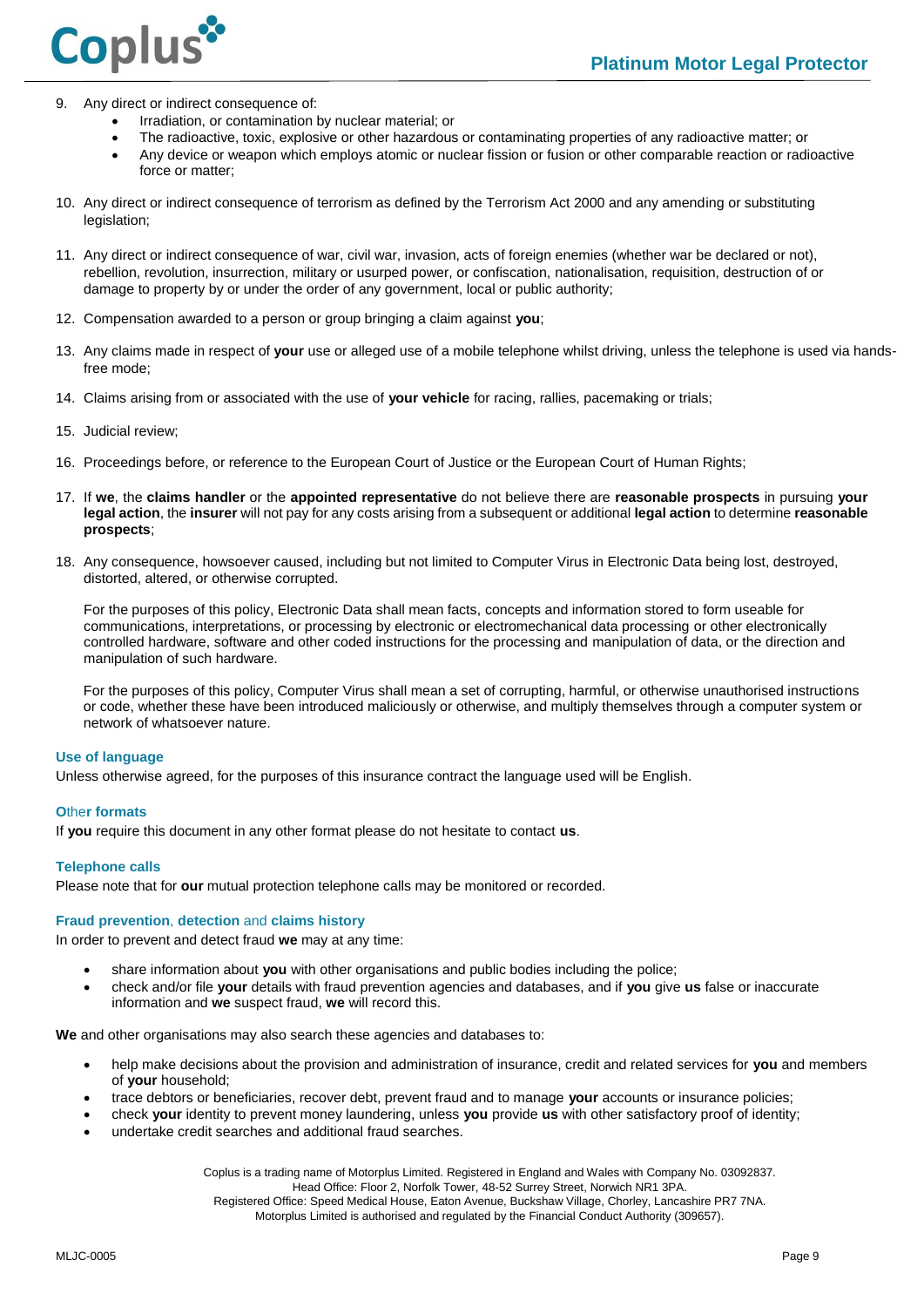9. Any direct or indirect consequence of:
   - Irradiation, or contamination by nuclear material; or
   - The radioactive, toxic, explosive or other hazardous or contaminating properties of any radioactive matter; or
   - Any device or weapon which employs atomic or nuclear fission or fusion or other comparable reaction or radioactive force or matter;

10. Any direct or indirect consequence of terrorism as defined by the Terrorism Act 2000 and any amending or substituting legislation;

11. Any direct or indirect consequence of war, civil war, invasion, acts of foreign enemies (whether war be declared or not), rebellion, revolution, insurrection, military or usurped power, or confiscation, nationalisation, requisition, destruction of or damage to property by or under the order of any government, local or public authority;

12. Compensation awarded to a person or group bringing a claim against **you**;

13. Any claims made in respect of **your** use or alleged use of a mobile telephone whilst driving, unless the telephone is used via hands-free mode;

14. Claims arising from or associated with the use of **your vehicle** for racing, rallies, pacemaking or trials;

15. Judicial review;

16. Proceedings before, or reference to the European Court of Justice or the European Court of Human Rights;

17. If **we**, the **claims handler** or the **appointed representative** do not believe there are **reasonable prospects** in pursuing **your legal action**, the **insurer** will not pay for any costs arising from a subsequent or additional **legal action** to determine **reasonable prospects**;

18. Any consequence, howsoever caused, including but not limited to Computer Virus in Electronic Data being lost, destroyed, distorted, altered, or otherwise corrupted.

    For the purposes of this policy, Electronic Data shall mean facts, concepts and information stored to form useable for communications, interpretations, or processing by electronic or electromechanical data processing or other electronically controlled hardware, software and other coded instructions for the processing and manipulation of data, or the direction and manipulation of such hardware.

    For the purposes of this policy, Computer Virus shall mean a set of corrupting, harmful, or otherwise unauthorised instructions or code, whether these have been introduced maliciously or otherwise, and multiply themselves through a computer system or network of whatsoever nature.

### Use of language

Unless otherwise agreed, for the purposes of this insurance contract the language used will be English.

### Other formats

If **you** require this document in any other format please do not hesitate to contact **us**.

### Telephone calls

Please note that for **our** mutual protection telephone calls may be monitored or recorded.

### Fraud prevention, detection and claims history

In order to prevent and detect fraud **we** may at any time:

- share information about **you** with other organisations and public bodies including the police;
- check and/or file **your** details with fraud prevention agencies and databases, and if **you** give **us** false or inaccurate information and **we** suspect fraud, **we** will record this.

**We** and other organisations may also search these agencies and databases to:

- help make decisions about the provision and administration of insurance, credit and related services for **you** and members of **your** household;
- trace debtors or beneficiaries, recover debt, prevent fraud and to manage **your** accounts or insurance policies;
- check **your** identity to prevent money laundering, unless **you** provide **us** with other satisfactory proof of identity;
- undertake credit searches and additional fraud searches.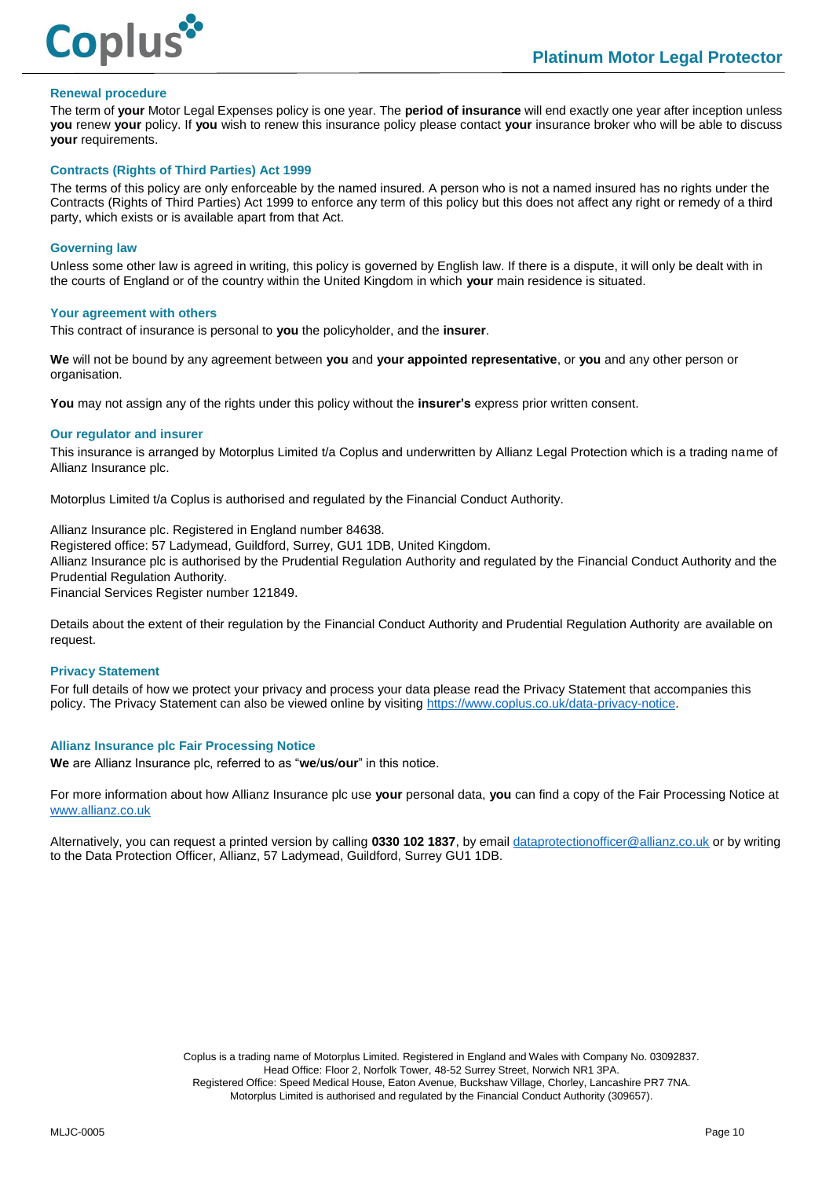### Renewal procedure

The term of **your** Motor Legal Expenses policy is one year. The **period of insurance** will end exactly one year after inception unless **you** renew **your** policy. If **you** wish to renew this insurance policy please contact **your** insurance broker who will be able to discuss **your** requirements.

### Contracts (Rights of Third Parties) Act 1999

The terms of this policy are only enforceable by the named insured. A person who is not a named insured has no rights under the Contracts (Rights of Third Parties) Act 1999 to enforce any term of this policy but this does not affect any right or remedy of a third party, which exists or is available apart from that Act.

### Governing law

Unless some other law is agreed in writing, this policy is governed by English law. If there is a dispute, it will only be dealt with in the courts of England or of the country within the United Kingdom in which **your** main residence is situated.

### Your agreement with others

This contract of insurance is personal to **you** the policyholder, and the **insurer**.

**We** will not be bound by any agreement between **you** and **your appointed representative**, or **you** and any other person or organisation.

**You** may not assign any of the rights under this policy without the **insurer's** express prior written consent.

### Our regulator and insurer

This insurance is arranged by Motorplus Limited t/a Coplus and underwritten by Allianz Legal Protection which is a trading name of Allianz Insurance plc.

Motorplus Limited t/a Coplus is authorised and regulated by the Financial Conduct Authority.

Allianz Insurance plc. Registered in England number 84638.
Registered office: 57 Ladymead, Guildford, Surrey, GU1 1DB, United Kingdom.
Allianz Insurance plc is authorised by the Prudential Regulation Authority and regulated by the Financial Conduct Authority and the Prudential Regulation Authority.
Financial Services Register number 121849.

Details about the extent of their regulation by the Financial Conduct Authority and Prudential Regulation Authority are available on request.

### Privacy Statement

For full details of how we protect your privacy and process your data please read the Privacy Statement that accompanies this policy. The Privacy Statement can also be viewed online by visiting https://www.coplus.co.uk/data-privacy-notice.

### Allianz Insurance plc Fair Processing Notice

**We** are Allianz Insurance plc, referred to as "**we**/**us**/**our**" in this notice.

For more information about how Allianz Insurance plc use **your** personal data, **you** can find a copy of the Fair Processing Notice at www.allianz.co.uk

Alternatively, you can request a printed version by calling **0330 102 1837**, by email dataprotectionofficer@allianz.co.uk or by writing to the Data Protection Officer, Allianz, 57 Ladymead, Guildford, Surrey GU1 1DB.

Coplus is a trading name of Motorplus Limited. Registered in England and Wales with Company No. 03092837.
Head Office: Floor 2, Norfolk Tower, 48-52 Surrey Street, Norwich NR1 3PA.
Registered Office: Speed Medical House, Eaton Avenue, Buckshaw Village, Chorley, Lancashire PR7 7NA.
Motorplus Limited is authorised and regulated by the Financial Conduct Authority (309657).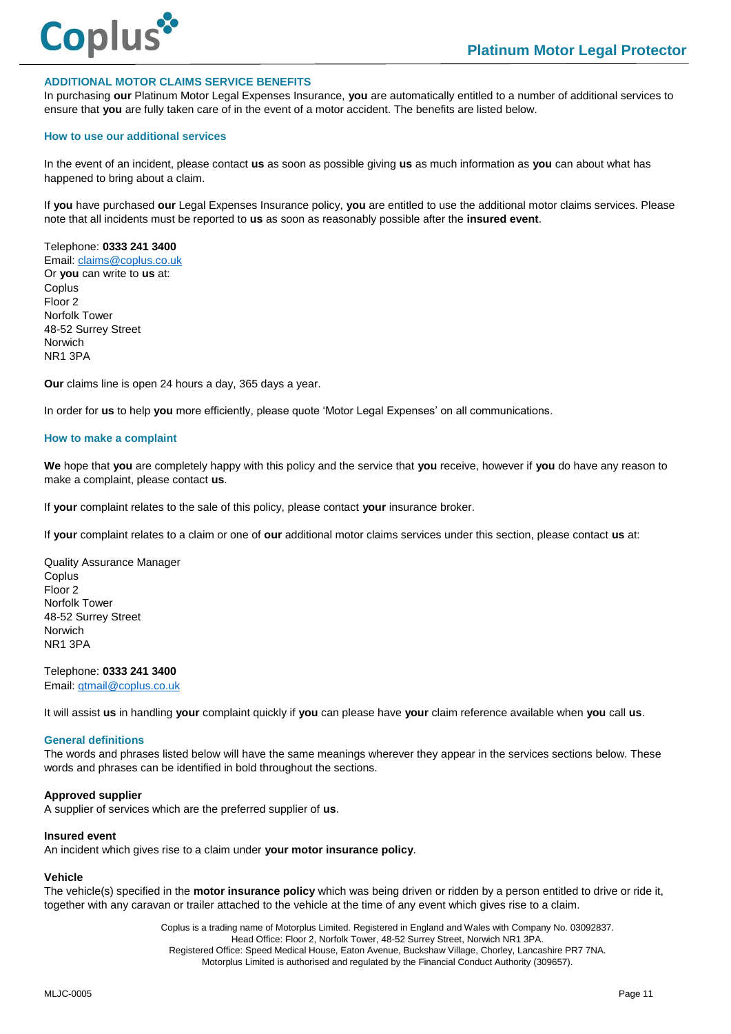## ADDITIONAL MOTOR CLAIMS SERVICE BENEFITS

In purchasing **our** Platinum Motor Legal Expenses Insurance, **you** are automatically entitled to a number of additional services to ensure that **you** are fully taken care of in the event of a motor accident. The benefits are listed below.

### How to use our additional services

In the event of an incident, please contact **us** as soon as possible giving **us** as much information as **you** can about what has happened to bring about a claim.

If **you** have purchased **our** Legal Expenses Insurance policy, **you** are entitled to use the additional motor claims services. Please note that all incidents must be reported to **us** as soon as reasonably possible after the **insured event**.

Telephone: **0333 241 3400**
Email: claims@coplus.co.uk
Or **you** can write to **us** at:
Coplus
Floor 2
Norfolk Tower
48-52 Surrey Street
Norwich
NR1 3PA

**Our** claims line is open 24 hours a day, 365 days a year.

In order for **us** to help **you** more efficiently, please quote 'Motor Legal Expenses' on all communications.

### How to make a complaint

**We** hope that **you** are completely happy with this policy and the service that **you** receive, however if **you** do have any reason to make a complaint, please contact **us**.

If **your** complaint relates to the sale of this policy, please contact **your** insurance broker.

If **your** complaint relates to a claim or one of **our** additional motor claims services under this section, please contact **us** at:

Quality Assurance Manager
Coplus
Floor 2
Norfolk Tower
48-52 Surrey Street
Norwich
NR1 3PA

Telephone: **0333 241 3400**
Email: qtmail@coplus.co.uk

It will assist **us** in handling **your** complaint quickly if **you** can please have **your** claim reference available when **you** call **us**.

### General definitions

The words and phrases listed below will have the same meanings wherever they appear in the services sections below. These words and phrases can be identified in bold throughout the sections.

**Approved supplier**
A supplier of services which are the preferred supplier of **us**.

**Insured event**
An incident which gives rise to a claim under **your motor insurance policy**.

**Vehicle**
The vehicle(s) specified in the **motor insurance policy** which was being driven or ridden by a person entitled to drive or ride it, together with any caravan or trailer attached to the vehicle at the time of any event which gives rise to a claim.

Coplus is a trading name of Motorplus Limited. Registered in England and Wales with Company No. 03092837.
Head Office: Floor 2, Norfolk Tower, 48-52 Surrey Street, Norwich NR1 3PA.
Registered Office: Speed Medical House, Eaton Avenue, Buckshaw Village, Chorley, Lancashire PR7 7NA.
Motorplus Limited is authorised and regulated by the Financial Conduct Authority (309657).

MLJC-0005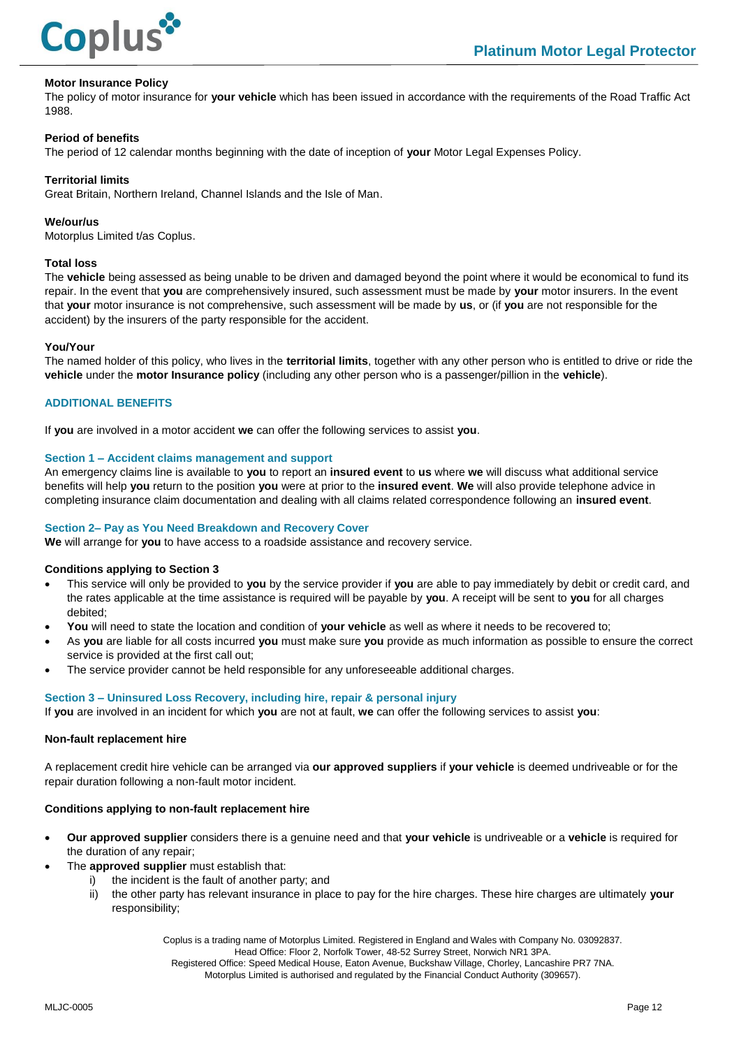**Motor Insurance Policy**
The policy of motor insurance for **your vehicle** which has been issued in accordance with the requirements of the Road Traffic Act 1988.

**Period of benefits**
The period of 12 calendar months beginning with the date of inception of **your** Motor Legal Expenses Policy.

**Territorial limits**
Great Britain, Northern Ireland, Channel Islands and the Isle of Man.

**We/our/us**
Motorplus Limited t/as Coplus.

**Total loss**
The **vehicle** being assessed as being unable to be driven and damaged beyond the point where it would be economical to fund its repair. In the event that **you** are comprehensively insured, such assessment must be made by **your** motor insurers. In the event that **your** motor insurance is not comprehensive, such assessment will be made by **us**, or (if **you** are not responsible for the accident) by the insurers of the party responsible for the accident.

**You/Your**
The named holder of this policy, who lives in the **territorial limits**, together with any other person who is entitled to drive or ride the **vehicle** under the **motor Insurance policy** (including any other person who is a passenger/pillion in the **vehicle**).

## ADDITIONAL BENEFITS

If **you** are involved in a motor accident **we** can offer the following services to assist **you**.

### Section 1 – Accident claims management and support

An emergency claims line is available to **you** to report an **insured event** to **us** where **we** will discuss what additional service benefits will help **you** return to the position **you** were at prior to the **insured event**. **We** will also provide telephone advice in completing insurance claim documentation and dealing with all claims related correspondence following an **insured event**.

### Section 2– Pay as You Need Breakdown and Recovery Cover

**We** will arrange for **you** to have access to a roadside assistance and recovery service.

**Conditions applying to Section 3**

- This service will only be provided to **you** by the service provider if **you** are able to pay immediately by debit or credit card, and the rates applicable at the time assistance is required will be payable by **you**. A receipt will be sent to **you** for all charges debited;
- **You** will need to state the location and condition of **your vehicle** as well as where it needs to be recovered to;
- As **you** are liable for all costs incurred **you** must make sure **you** provide as much information as possible to ensure the correct service is provided at the first call out;
- The service provider cannot be held responsible for any unforeseeable additional charges.

### Section 3 – Uninsured Loss Recovery, including hire, repair & personal injury

If **you** are involved in an incident for which **you** are not at fault, **we** can offer the following services to assist **you**:

**Non-fault replacement hire**

A replacement credit hire vehicle can be arranged via **our approved suppliers** if **your vehicle** is deemed undriveable or for the repair duration following a non-fault motor incident.

**Conditions applying to non-fault replacement hire**

- **Our approved supplier** considers there is a genuine need and that **your vehicle** is undriveable or a **vehicle** is required for the duration of any repair;
- The **approved supplier** must establish that:
  i) the incident is the fault of another party; and
  ii) the other party has relevant insurance in place to pay for the hire charges. These hire charges are ultimately **your** responsibility;

Coplus is a trading name of Motorplus Limited. Registered in England and Wales with Company No. 03092837.
Head Office: Floor 2, Norfolk Tower, 48-52 Surrey Street, Norwich NR1 3PA.
Registered Office: Speed Medical House, Eaton Avenue, Buckshaw Village, Chorley, Lancashire PR7 7NA.
Motorplus Limited is authorised and regulated by the Financial Conduct Authority (309657).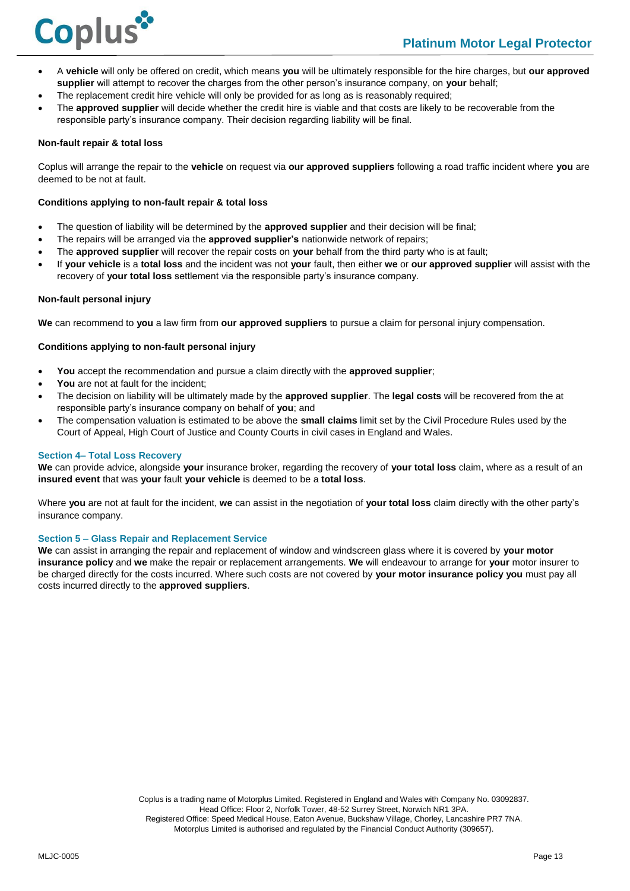- A **vehicle** will only be offered on credit, which means **you** will be ultimately responsible for the hire charges, but **our approved supplier** will attempt to recover the charges from the other person's insurance company, on **your** behalf;
- The replacement credit hire vehicle will only be provided for as long as is reasonably required;
- The **approved supplier** will decide whether the credit hire is viable and that costs are likely to be recoverable from the responsible party's insurance company. Their decision regarding liability will be final.

**Non-fault repair & total loss**

Coplus will arrange the repair to the **vehicle** on request via **our approved suppliers** following a road traffic incident where **you** are deemed to be not at fault.

**Conditions applying to non-fault repair & total loss**

- The question of liability will be determined by the **approved supplier** and their decision will be final;
- The repairs will be arranged via the **approved supplier's** nationwide network of repairs;
- The **approved supplier** will recover the repair costs on **your** behalf from the third party who is at fault;
- If **your vehicle** is a **total loss** and the incident was not **your** fault, then either **we** or **our approved supplier** will assist with the recovery of **your total loss** settlement via the responsible party's insurance company.

**Non-fault personal injury**

**We** can recommend to **you** a law firm from **our approved suppliers** to pursue a claim for personal injury compensation.

**Conditions applying to non-fault personal injury**

- **You** accept the recommendation and pursue a claim directly with the **approved supplier**;
- **You** are not at fault for the incident;
- The decision on liability will be ultimately made by the **approved supplier**. The **legal costs** will be recovered from the at responsible party's insurance company on behalf of **you**; and
- The compensation valuation is estimated to be above the **small claims** limit set by the Civil Procedure Rules used by the Court of Appeal, High Court of Justice and County Courts in civil cases in England and Wales.

## Section 4– Total Loss Recovery

**We** can provide advice, alongside **your** insurance broker, regarding the recovery of **your total loss** claim, where as a result of an **insured event** that was **your** fault **your vehicle** is deemed to be a **total loss**.

Where **you** are not at fault for the incident, **we** can assist in the negotiation of **your total loss** claim directly with the other party's insurance company.

## Section 5 – Glass Repair and Replacement Service

**We** can assist in arranging the repair and replacement of window and windscreen glass where it is covered by **your motor insurance policy** and **we** make the repair or replacement arrangements. **We** will endeavour to arrange for **your** motor insurer to be charged directly for the costs incurred. Where such costs are not covered by **your motor insurance policy you** must pay all costs incurred directly to the **approved suppliers**.

Coplus is a trading name of Motorplus Limited. Registered in England and Wales with Company No. 03092837.
Head Office: Floor 2, Norfolk Tower, 48-52 Surrey Street, Norwich NR1 3PA.
Registered Office: Speed Medical House, Eaton Avenue, Buckshaw Village, Chorley, Lancashire PR7 7NA.
Motorplus Limited is authorised and regulated by the Financial Conduct Authority (309657).